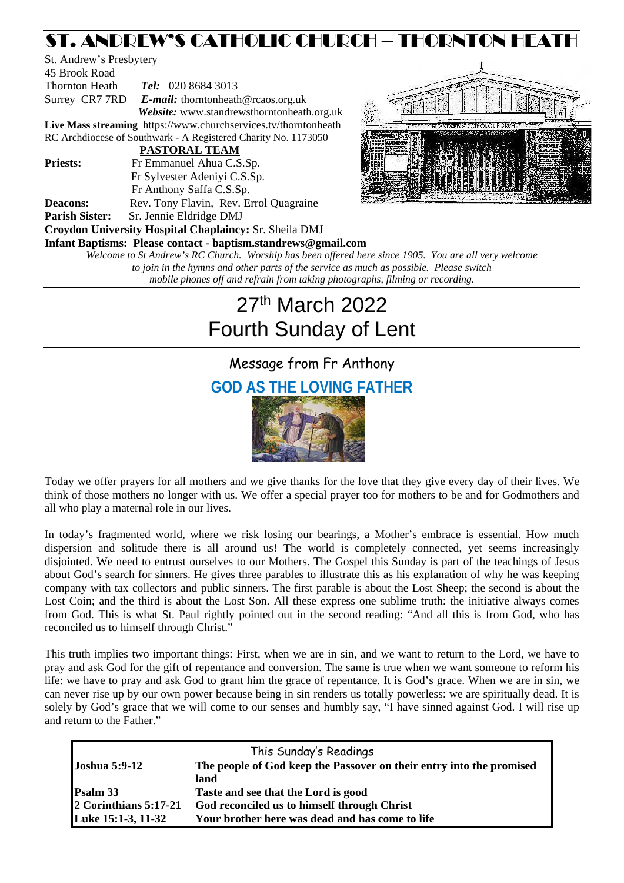# ST. ANDREW'S CATHOLIC CHURCH – THORNTON HEATH

St. Andrew's Presbytery
45 Brook Road
Thornton Heath *Tel:* 020 8684 3013
Surrey CR7 7RD *E-mail:* thorntonheath@rcaos.org.uk
*Website:* www.standrewsthorntonheath.org.uk
**Live Mass streaming** https://www.churchservices.tv/thorntonheath
RC Archdiocese of Southwark - A Registered Charity No. 1173050

**PASTORAL TEAM**

**Priests:** Fr Emmanuel Ahua C.S.Sp.
Fr Sylvester Adeniyi C.S.Sp.
Fr Anthony Saffa C.S.Sp.
**Deacons:** Rev. Tony Flavin, Rev. Errol Quagraine
**Parish Sister:** Sr. Jennie Eldridge DMJ
**Croydon University Hospital Chaplaincy:** Sr. Sheila DMJ
**Infant Baptisms: Please contact - baptism.standrews@gmail.com**

*Welcome to St Andrew's RC Church. Worship has been offered here since 1905. You are all very welcome to join in the hymns and other parts of the service as much as possible. Please switch mobile phones off and refrain from taking photographs, filming or recording.*

# 27th March 2022
# Fourth Sunday of Lent

## Message from Fr Anthony

## GOD AS THE LOVING FATHER

Today we offer prayers for all mothers and we give thanks for the love that they give every day of their lives. We think of those mothers no longer with us. We offer a special prayer too for mothers to be and for Godmothers and all who play a maternal role in our lives.

In today's fragmented world, where we risk losing our bearings, a Mother's embrace is essential. How much dispersion and solitude there is all around us! The world is completely connected, yet seems increasingly disjointed. We need to entrust ourselves to our Mothers. The Gospel this Sunday is part of the teachings of Jesus about God's search for sinners. He gives three parables to illustrate this as his explanation of why he was keeping company with tax collectors and public sinners. The first parable is about the Lost Sheep; the second is about the Lost Coin; and the third is about the Lost Son. All these express one sublime truth: the initiative always comes from God. This is what St. Paul rightly pointed out in the second reading: "And all this is from God, who has reconciled us to himself through Christ."

This truth implies two important things: First, when we are in sin, and we want to return to the Lord, we have to pray and ask God for the gift of repentance and conversion. The same is true when we want someone to reform his life: we have to pray and ask God to grant him the grace of repentance. It is God's grace. When we are in sin, we can never rise up by our own power because being in sin renders us totally powerless: we are spiritually dead. It is solely by God's grace that we will come to our senses and humbly say, "I have sinned against God. I will rise up and return to the Father."

| This Sunday's Readings | |
|---|---|
| **Joshua 5:9-12** | **The people of God keep the Passover on their entry into the promised land** |
| **Psalm 33** | **Taste and see that the Lord is good** |
| **2 Corinthians 5:17-21** | **God reconciled us to himself through Christ** |
| **Luke 15:1-3, 11-32** | **Your brother here was dead and has come to life** |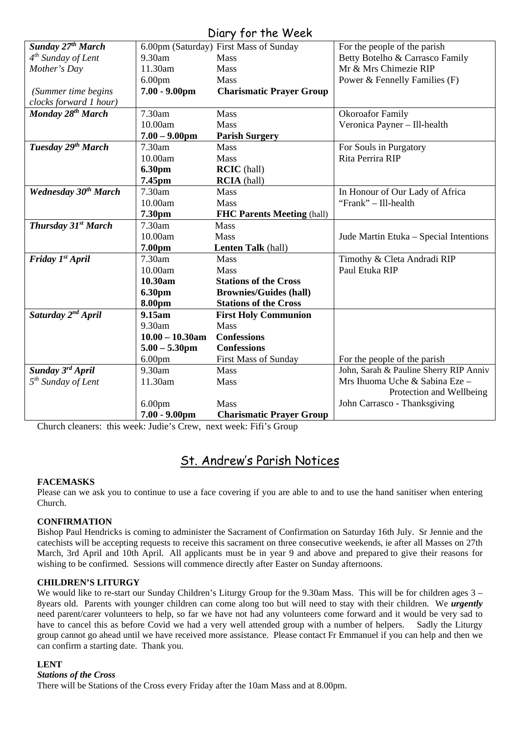## Diary for the Week

| | | | |
|---|---|---|---|
| ***Sunday 27th March*** | 6.00pm (Saturday) | First Mass of Sunday | For the people of the parish |
| *4th Sunday of Lent* | 9.30am | Mass | Betty Botelho & Carrasco Family |
| *Mother's Day* | 11.30am | Mass | Mr & Mrs Chimezie RIP |
| | 6.00pm | Mass | Power & Fennelly Families (F) |
| *(Summer time begins clocks forward 1 hour)* | **7.00 - 9.00pm** | **Charismatic Prayer Group** | |
| ***Monday 28th March*** | 7.30am | Mass | Okoroafor Family |
| | 10.00am | Mass | Veronica Payner – Ill-health |
| | **7.00 – 9.00pm** | **Parish Surgery** | |
| ***Tuesday 29th March*** | 7.30am | Mass | For Souls in Purgatory |
| | 10.00am | Mass | Rita Perrira RIP |
| | **6.30pm** | **RCIC** (hall) | |
| | **7.45pm** | **RCIA** (hall) | |
| ***Wednesday 30th March*** | 7.30am | Mass | In Honour of Our Lady of Africa |
| | 10.00am | Mass | "Frank" – Ill-health |
| | **7.30pm** | **FHC Parents Meeting** (hall) | |
| ***Thursday 31st March*** | 7.30am | Mass | |
| | 10.00am | Mass | Jude Martin Etuka – Special Intentions |
| | **7.00pm** | **Lenten Talk** (hall) | |
| ***Friday 1st April*** | 7.30am | Mass | Timothy & Cleta Andradi RIP |
| | 10.00am | Mass | Paul Etuka RIP |
| | **10.30am** | **Stations of the Cross** | |
| | **6.30pm** | **Brownies/Guides (hall)** | |
| | **8.00pm** | **Stations of the Cross** | |
| ***Saturday 2nd April*** | **9.15am** | **First Holy Communion** | |
| | 9.30am | Mass | |
| | **10.00 – 10.30am** | **Confessions** | |
| | **5.00 – 5.30pm** | **Confessions** | |
| | 6.00pm | First Mass of Sunday | For the people of the parish |
| ***Sunday 3rd April*** | 9.30am | Mass | John, Sarah & Pauline Sherry RIP Anniv |
| *5th Sunday of Lent* | 11.30am | Mass | Mrs Ihuoma Uche & Sabina Eze – Protection and Wellbeing |
| | 6.00pm | Mass | John Carrasco - Thanksgiving |
| | **7.00 - 9.00pm** | **Charismatic Prayer Group** | |

Church cleaners: this week: Judie's Crew, next week: Fifi's Group

## St. Andrew's Parish Notices

**FACEMASKS**

Please can we ask you to continue to use a face covering if you are able to and to use the hand sanitiser when entering Church.

**CONFIRMATION**

Bishop Paul Hendricks is coming to administer the Sacrament of Confirmation on Saturday 16th July. Sr Jennie and the catechists will be accepting requests to receive this sacrament on three consecutive weekends, ie after all Masses on 27th March, 3rd April and 10th April. All applicants must be in year 9 and above and prepared to give their reasons for wishing to be confirmed. Sessions will commence directly after Easter on Sunday afternoons.

**CHILDREN'S LITURGY**

We would like to re-start our Sunday Children's Liturgy Group for the 9.30am Mass. This will be for children ages 3 – 8years old. Parents with younger children can come along too but will need to stay with their children. We ***urgently*** need parent/carer volunteers to help, so far we have not had any volunteers come forward and it would be very sad to have to cancel this as before Covid we had a very well attended group with a number of helpers. Sadly the Liturgy group cannot go ahead until we have received more assistance. Please contact Fr Emmanuel if you can help and then we can confirm a starting date. Thank you.

**LENT**

***Stations of the Cross***

There will be Stations of the Cross every Friday after the 10am Mass and at 8.00pm.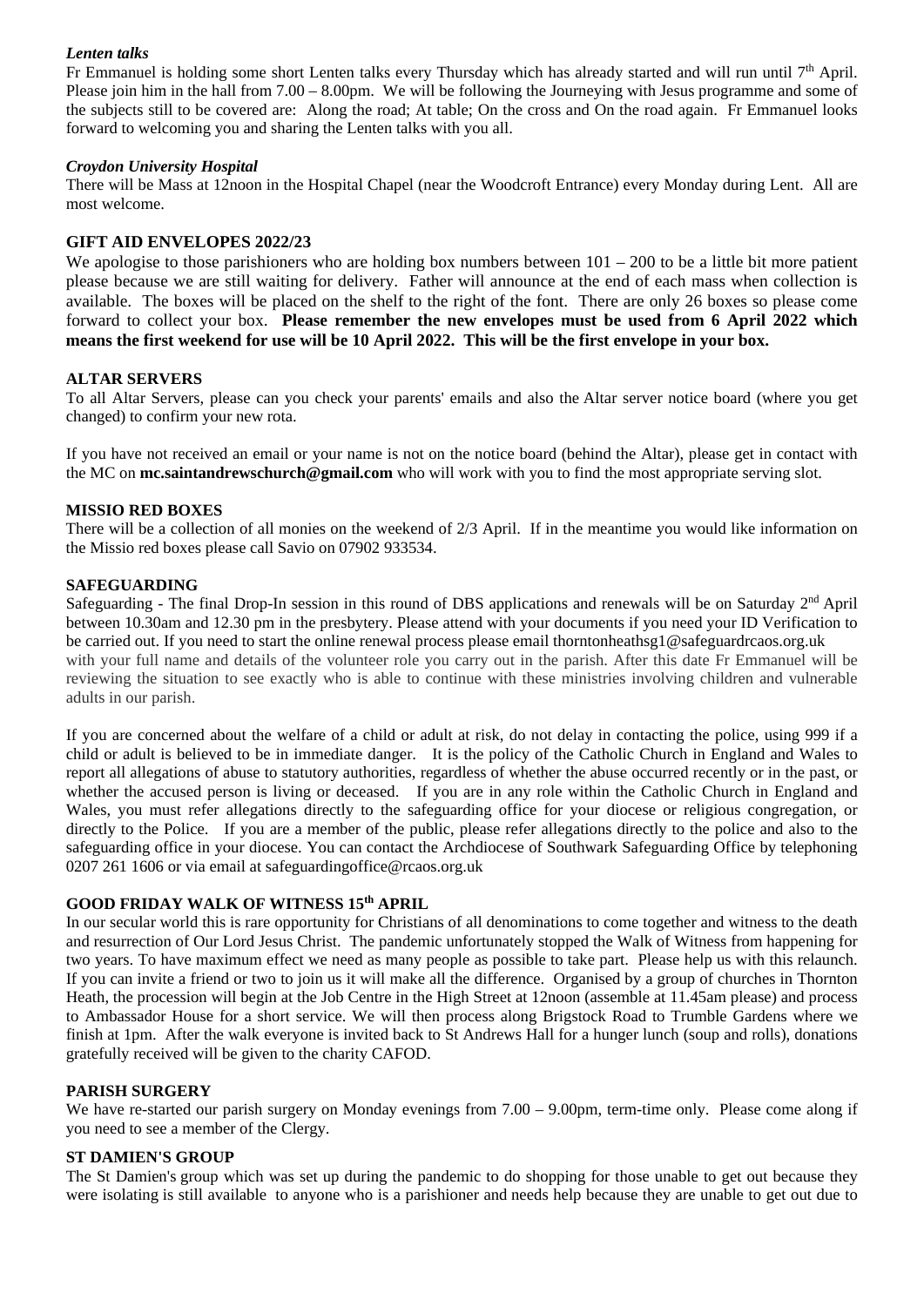***Lenten talks***

Fr Emmanuel is holding some short Lenten talks every Thursday which has already started and will run until 7th April. Please join him in the hall from 7.00 – 8.00pm. We will be following the Journeying with Jesus programme and some of the subjects still to be covered are: Along the road; At table; On the cross and On the road again. Fr Emmanuel looks forward to welcoming you and sharing the Lenten talks with you all.

***Croydon University Hospital***

There will be Mass at 12noon in the Hospital Chapel (near the Woodcroft Entrance) every Monday during Lent. All are most welcome.

**GIFT AID ENVELOPES 2022/23**

We apologise to those parishioners who are holding box numbers between 101 – 200 to be a little bit more patient please because we are still waiting for delivery. Father will announce at the end of each mass when collection is available. The boxes will be placed on the shelf to the right of the font. There are only 26 boxes so please come forward to collect your box. **Please remember the new envelopes must be used from 6 April 2022 which means the first weekend for use will be 10 April 2022. This will be the first envelope in your box.**

**ALTAR SERVERS**

To all Altar Servers, please can you check your parents' emails and also the Altar server notice board (where you get changed) to confirm your new rota.

If you have not received an email or your name is not on the notice board (behind the Altar), please get in contact with the MC on **mc.saintandrewschurch@gmail.com** who will work with you to find the most appropriate serving slot.

**MISSIO RED BOXES**

There will be a collection of all monies on the weekend of 2/3 April. If in the meantime you would like information on the Missio red boxes please call Savio on 07902 933534.

**SAFEGUARDING**

Safeguarding - The final Drop-In session in this round of DBS applications and renewals will be on Saturday 2nd April between 10.30am and 12.30 pm in the presbytery. Please attend with your documents if you need your ID Verification to be carried out. If you need to start the online renewal process please email thorntonheathsg1@safeguardrcaos.org.uk with your full name and details of the volunteer role you carry out in the parish. After this date Fr Emmanuel will be reviewing the situation to see exactly who is able to continue with these ministries involving children and vulnerable adults in our parish.

If you are concerned about the welfare of a child or adult at risk, do not delay in contacting the police, using 999 if a child or adult is believed to be in immediate danger. It is the policy of the Catholic Church in England and Wales to report all allegations of abuse to statutory authorities, regardless of whether the abuse occurred recently or in the past, or whether the accused person is living or deceased. If you are in any role within the Catholic Church in England and Wales, you must refer allegations directly to the safeguarding office for your diocese or religious congregation, or directly to the Police. If you are a member of the public, please refer allegations directly to the police and also to the safeguarding office in your diocese. You can contact the Archdiocese of Southwark Safeguarding Office by telephoning 0207 261 1606 or via email at safeguardingoffice@rcaos.org.uk

**GOOD FRIDAY WALK OF WITNESS 15th APRIL**

In our secular world this is rare opportunity for Christians of all denominations to come together and witness to the death and resurrection of Our Lord Jesus Christ. The pandemic unfortunately stopped the Walk of Witness from happening for two years. To have maximum effect we need as many people as possible to take part. Please help us with this relaunch. If you can invite a friend or two to join us it will make all the difference. Organised by a group of churches in Thornton Heath, the procession will begin at the Job Centre in the High Street at 12noon (assemble at 11.45am please) and process to Ambassador House for a short service. We will then process along Brigstock Road to Trumble Gardens where we finish at 1pm. After the walk everyone is invited back to St Andrews Hall for a hunger lunch (soup and rolls), donations gratefully received will be given to the charity CAFOD.

**PARISH SURGERY**

We have re-started our parish surgery on Monday evenings from 7.00 – 9.00pm, term-time only. Please come along if you need to see a member of the Clergy.

**ST DAMIEN'S GROUP**

The St Damien's group which was set up during the pandemic to do shopping for those unable to get out because they were isolating is still available to anyone who is a parishioner and needs help because they are unable to get out due to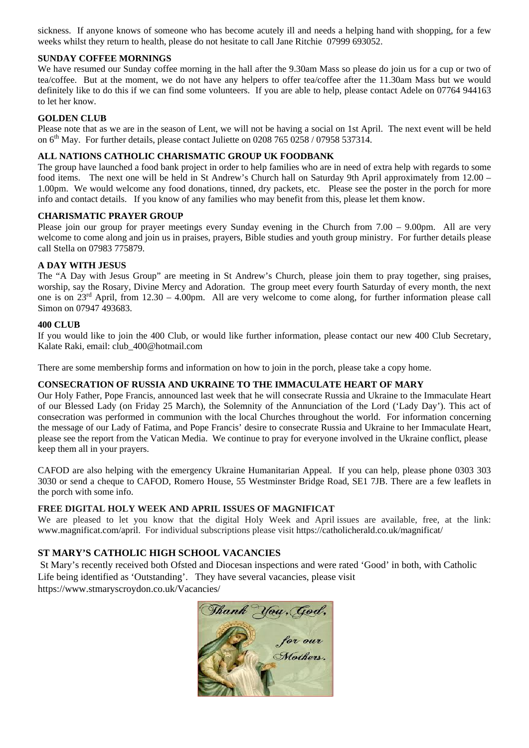sickness. If anyone knows of someone who has become acutely ill and needs a helping hand with shopping, for a few weeks whilst they return to health, please do not hesitate to call Jane Ritchie 07999 693052.

**SUNDAY COFFEE MORNINGS**

We have resumed our Sunday coffee morning in the hall after the 9.30am Mass so please do join us for a cup or two of tea/coffee. But at the moment, we do not have any helpers to offer tea/coffee after the 11.30am Mass but we would definitely like to do this if we can find some volunteers. If you are able to help, please contact Adele on 07764 944163 to let her know.

**GOLDEN CLUB**

Please note that as we are in the season of Lent, we will not be having a social on 1st April. The next event will be held on 6th May. For further details, please contact Juliette on 0208 765 0258 / 07958 537314.

**ALL NATIONS CATHOLIC CHARISMATIC GROUP UK FOODBANK**

The group have launched a food bank project in order to help families who are in need of extra help with regards to some food items. The next one will be held in St Andrew's Church hall on Saturday 9th April approximately from 12.00 – 1.00pm. We would welcome any food donations, tinned, dry packets, etc. Please see the poster in the porch for more info and contact details. If you know of any families who may benefit from this, please let them know.

**CHARISMATIC PRAYER GROUP**

Please join our group for prayer meetings every Sunday evening in the Church from 7.00 – 9.00pm. All are very welcome to come along and join us in praises, prayers, Bible studies and youth group ministry. For further details please call Stella on 07983 775879.

**A DAY WITH JESUS**

The "A Day with Jesus Group" are meeting in St Andrew's Church, please join them to pray together, sing praises, worship, say the Rosary, Divine Mercy and Adoration. The group meet every fourth Saturday of every month, the next one is on 23rd April, from 12.30 – 4.00pm. All are very welcome to come along, for further information please call Simon on 07947 493683.

**400 CLUB**

If you would like to join the 400 Club, or would like further information, please contact our new 400 Club Secretary, Kalate Raki, email: club_400@hotmail.com

There are some membership forms and information on how to join in the porch, please take a copy home.

**CONSECRATION OF RUSSIA AND UKRAINE TO THE IMMACULATE HEART OF MARY**

Our Holy Father, Pope Francis, announced last week that he will consecrate Russia and Ukraine to the Immaculate Heart of our Blessed Lady (on Friday 25 March), the Solemnity of the Annunciation of the Lord ('Lady Day'). This act of consecration was performed in communion with the local Churches throughout the world. For information concerning the message of our Lady of Fatima, and Pope Francis' desire to consecrate Russia and Ukraine to her Immaculate Heart, please see the report from the Vatican Media. We continue to pray for everyone involved in the Ukraine conflict, please keep them all in your prayers.

CAFOD are also helping with the emergency Ukraine Humanitarian Appeal. If you can help, please phone 0303 303 3030 or send a cheque to CAFOD, Romero House, 55 Westminster Bridge Road, SE1 7JB. There are a few leaflets in the porch with some info.

**FREE DIGITAL HOLY WEEK AND APRIL ISSUES OF MAGNIFICAT**

We are pleased to let you know that the digital Holy Week and April issues are available, free, at the link: www.magnificat.com/april. For individual subscriptions please visit https://catholicherald.co.uk/magnificat/

**ST MARY'S CATHOLIC HIGH SCHOOL VACANCIES**

St Mary's recently received both Ofsted and Diocesan inspections and were rated 'Good' in both, with Catholic Life being identified as 'Outstanding'. They have several vacancies, please visit https://www.stmaryscroydon.co.uk/Vacancies/

Thank You, God, for our Mothers.